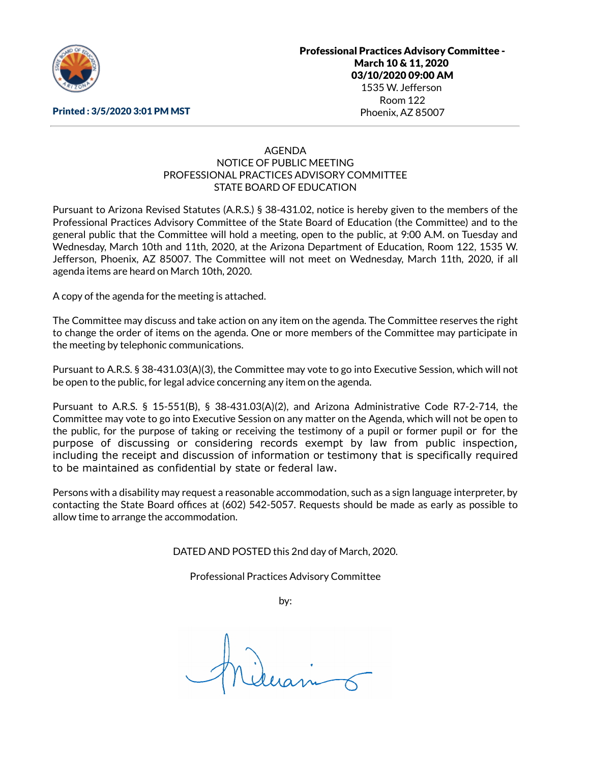**Professional Practices Advisory Committee - March 10 & 11, 2020**
**03/10/2020 09:00 AM**
1535 W. Jefferson
Room 122
Phoenix, AZ 85007

**Printed : 3/5/2020 3:01 PM MST**

---

AGENDA
NOTICE OF PUBLIC MEETING
PROFESSIONAL PRACTICES ADVISORY COMMITTEE
STATE BOARD OF EDUCATION

Pursuant to Arizona Revised Statutes (A.R.S.) § 38-431.02, notice is hereby given to the members of the Professional Practices Advisory Committee of the State Board of Education (the Committee) and to the general public that the Committee will hold a meeting, open to the public, at 9:00 A.M. on Tuesday and Wednesday, March 10th and 11th, 2020, at the Arizona Department of Education, Room 122, 1535 W. Jefferson, Phoenix, AZ 85007. The Committee will not meet on Wednesday, March 11th, 2020, if all agenda items are heard on March 10th, 2020.

A copy of the agenda for the meeting is attached.

The Committee may discuss and take action on any item on the agenda. The Committee reserves the right to change the order of items on the agenda. One or more members of the Committee may participate in the meeting by telephonic communications.

Pursuant to A.R.S. § 38-431.03(A)(3), the Committee may vote to go into Executive Session, which will not be open to the public, for legal advice concerning any item on the agenda.

Pursuant to A.R.S. § 15-551(B), § 38-431.03(A)(2), and Arizona Administrative Code R7-2-714, the Committee may vote to go into Executive Session on any matter on the Agenda, which will not be open to the public, for the purpose of taking or receiving the testimony of a pupil or former pupil or for the purpose of discussing or considering records exempt by law from public inspection, including the receipt and discussion of information or testimony that is specifically required to be maintained as confidential by state or federal law.

Persons with a disability may request a reasonable accommodation, such as a sign language interpreter, by contacting the State Board offices at (602) 542-5057. Requests should be made as early as possible to allow time to arrange the accommodation.

DATED AND POSTED this 2nd day of March, 2020.

Professional Practices Advisory Committee

by: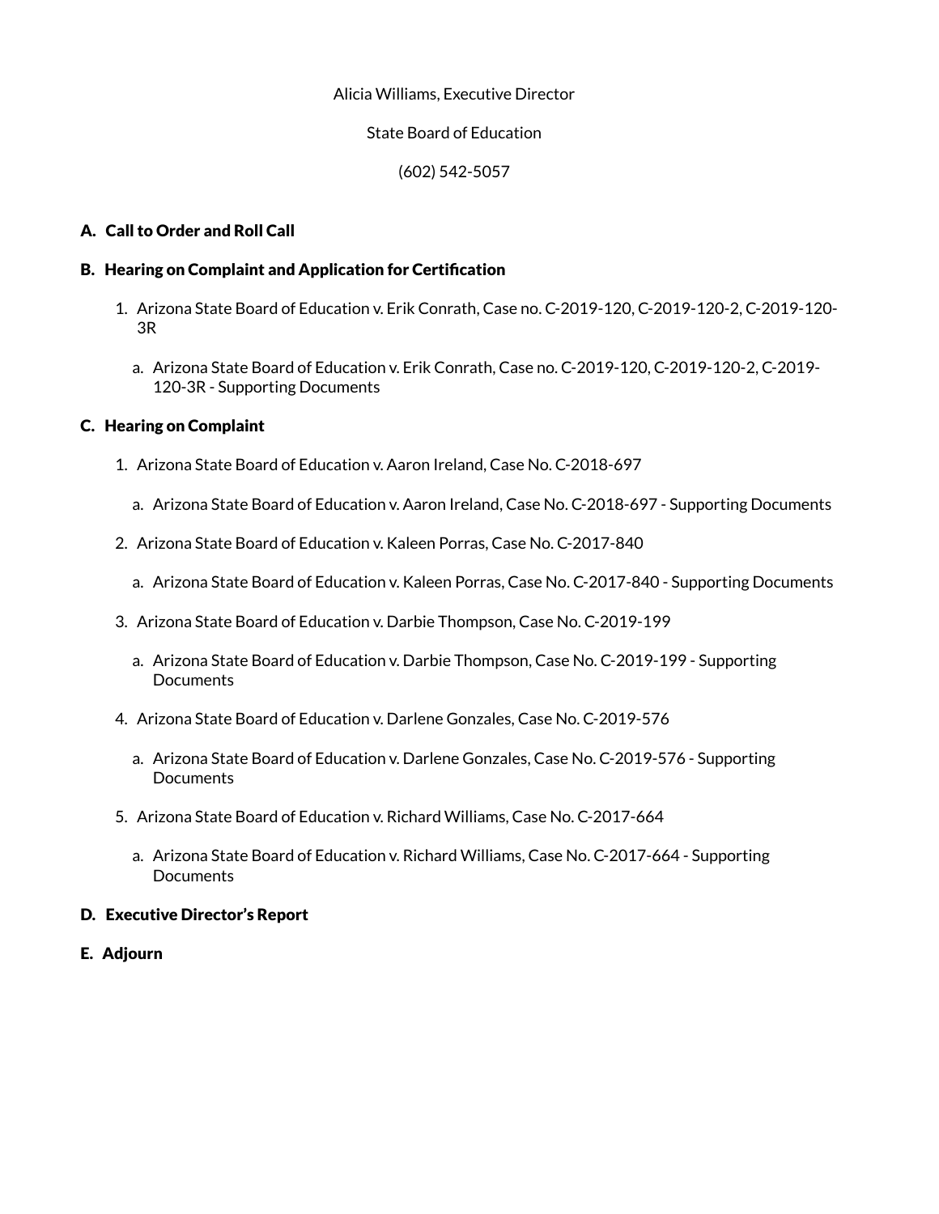Alicia Williams, Executive Director

State Board of Education

(602) 542-5057

## A. Call to Order and Roll Call

## B. Hearing on Complaint and Application for Certification

1. Arizona State Board of Education v. Erik Conrath, Case no. C-2019-120, C-2019-120-2, C-2019-120-3R
   a. Arizona State Board of Education v. Erik Conrath, Case no. C-2019-120, C-2019-120-2, C-2019-120-3R - Supporting Documents

## C. Hearing on Complaint

1. Arizona State Board of Education v. Aaron Ireland, Case No. C-2018-697
   a. Arizona State Board of Education v. Aaron Ireland, Case No. C-2018-697 - Supporting Documents
2. Arizona State Board of Education v. Kaleen Porras, Case No. C-2017-840
   a. Arizona State Board of Education v. Kaleen Porras, Case No. C-2017-840 - Supporting Documents
3. Arizona State Board of Education v. Darbie Thompson, Case No. C-2019-199
   a. Arizona State Board of Education v. Darbie Thompson, Case No. C-2019-199 - Supporting Documents
4. Arizona State Board of Education v. Darlene Gonzales, Case No. C-2019-576
   a. Arizona State Board of Education v. Darlene Gonzales, Case No. C-2019-576 - Supporting Documents
5. Arizona State Board of Education v. Richard Williams, Case No. C-2017-664
   a. Arizona State Board of Education v. Richard Williams, Case No. C-2017-664 - Supporting Documents

## D. Executive Director's Report

## E. Adjourn